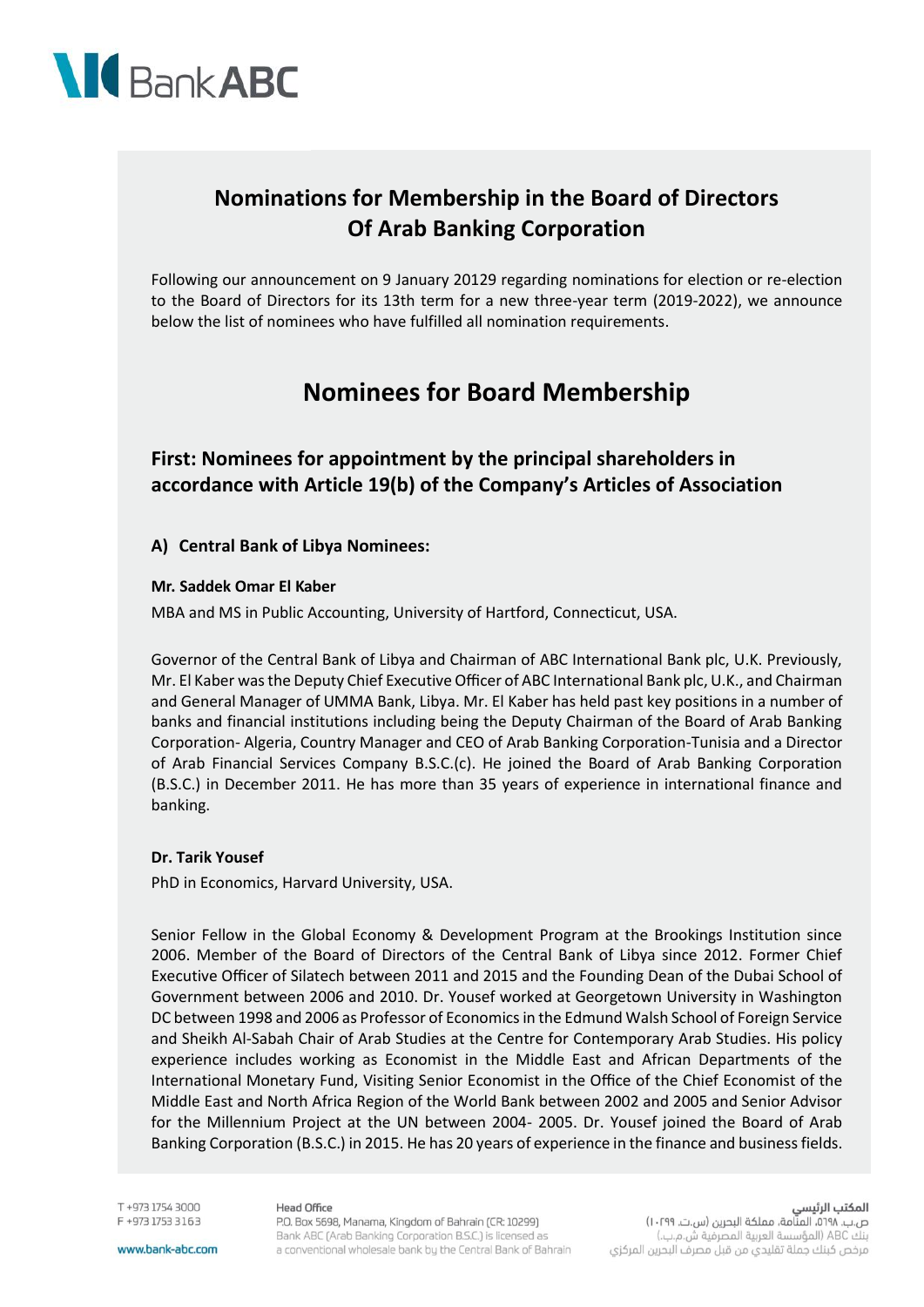# Nominations for Membership in the Board of Directors Of Arab Banking Corporation

Following our announcement on 9 January 20129 regarding nominations for election or re-election to the Board of Directors for its 13th term for a new three-year term (2019-2022), we announce below the list of nominees who have fulfilled all nomination requirements.

## Nominees for Board Membership

### First: Nominees for appointment by the principal shareholders in accordance with Article 19(b) of the Company's Articles of Association

#### A) Central Bank of Libya Nominees:

**Mr. Saddek Omar El Kaber**

MBA and MS in Public Accounting, University of Hartford, Connecticut, USA.

Governor of the Central Bank of Libya and Chairman of ABC International Bank plc, U.K. Previously, Mr. El Kaber was the Deputy Chief Executive Officer of ABC International Bank plc, U.K., and Chairman and General Manager of UMMA Bank, Libya. Mr. El Kaber has held past key positions in a number of banks and financial institutions including being the Deputy Chairman of the Board of Arab Banking Corporation- Algeria, Country Manager and CEO of Arab Banking Corporation-Tunisia and a Director of Arab Financial Services Company B.S.C.(c). He joined the Board of Arab Banking Corporation (B.S.C.) in December 2011. He has more than 35 years of experience in international finance and banking.

**Dr. Tarik Yousef**

PhD in Economics, Harvard University, USA.

Senior Fellow in the Global Economy & Development Program at the Brookings Institution since 2006. Member of the Board of Directors of the Central Bank of Libya since 2012. Former Chief Executive Officer of Silatech between 2011 and 2015 and the Founding Dean of the Dubai School of Government between 2006 and 2010. Dr. Yousef worked at Georgetown University in Washington DC between 1998 and 2006 as Professor of Economics in the Edmund Walsh School of Foreign Service and Sheikh Al-Sabah Chair of Arab Studies at the Centre for Contemporary Arab Studies. His policy experience includes working as Economist in the Middle East and African Departments of the International Monetary Fund, Visiting Senior Economist in the Office of the Chief Economist of the Middle East and North Africa Region of the World Bank between 2002 and 2005 and Senior Advisor for the Millennium Project at the UN between 2004- 2005. Dr. Yousef joined the Board of Arab Banking Corporation (B.S.C.) in 2015. He has 20 years of experience in the finance and business fields.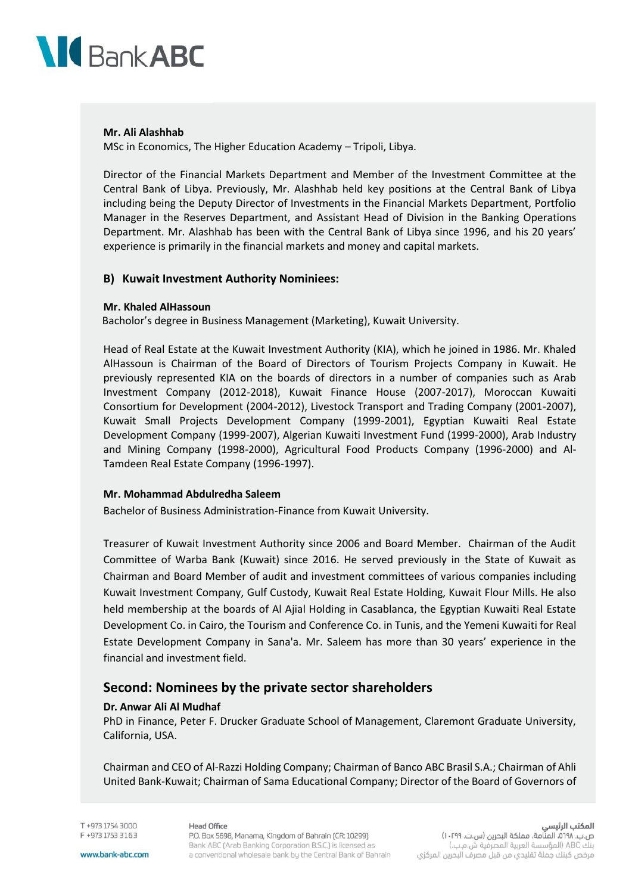**Mr. Ali Alashhab**
MSc in Economics, The Higher Education Academy – Tripoli, Libya.

Director of the Financial Markets Department and Member of the Investment Committee at the Central Bank of Libya. Previously, Mr. Alashhab held key positions at the Central Bank of Libya including being the Deputy Director of Investments in the Financial Markets Department, Portfolio Manager in the Reserves Department, and Assistant Head of Division in the Banking Operations Department. Mr. Alashhab has been with the Central Bank of Libya since 1996, and his 20 years' experience is primarily in the financial markets and money and capital markets.

### B) Kuwait Investment Authority Nominees:

**Mr. Khaled AlHassoun**
Bacholor's degree in Business Management (Marketing), Kuwait University.

Head of Real Estate at the Kuwait Investment Authority (KIA), which he joined in 1986. Mr. Khaled AlHassoun is Chairman of the Board of Directors of Tourism Projects Company in Kuwait. He previously represented KIA on the boards of directors in a number of companies such as Arab Investment Company (2012-2018), Kuwait Finance House (2007-2017), Moroccan Kuwaiti Consortium for Development (2004-2012), Livestock Transport and Trading Company (2001-2007), Kuwait Small Projects Development Company (1999-2001), Egyptian Kuwaiti Real Estate Development Company (1999-2007), Algerian Kuwaiti Investment Fund (1999-2000), Arab Industry and Mining Company (1998-2000), Agricultural Food Products Company (1996-2000) and Al-Tamdeen Real Estate Company (1996-1997).

**Mr. Mohammad Abdulredha Saleem**
Bachelor of Business Administration-Finance from Kuwait University.

Treasurer of Kuwait Investment Authority since 2006 and Board Member. Chairman of the Audit Committee of Warba Bank (Kuwait) since 2016. He served previously in the State of Kuwait as Chairman and Board Member of audit and investment committees of various companies including Kuwait Investment Company, Gulf Custody, Kuwait Real Estate Holding, Kuwait Flour Mills. He also held membership at the boards of Al Ajial Holding in Casablanca, the Egyptian Kuwaiti Real Estate Development Co. in Cairo, the Tourism and Conference Co. in Tunis, and the Yemeni Kuwaiti for Real Estate Development Company in Sana'a. Mr. Saleem has more than 30 years' experience in the financial and investment field.

## Second: Nominees by the private sector shareholders

**Dr. Anwar Ali Al Mudhaf**
PhD in Finance, Peter F. Drucker Graduate School of Management, Claremont Graduate University, California, USA.

Chairman and CEO of Al-Razzi Holding Company; Chairman of Banco ABC Brasil S.A.; Chairman of Ahli United Bank-Kuwait; Chairman of Sama Educational Company; Director of the Board of Governors of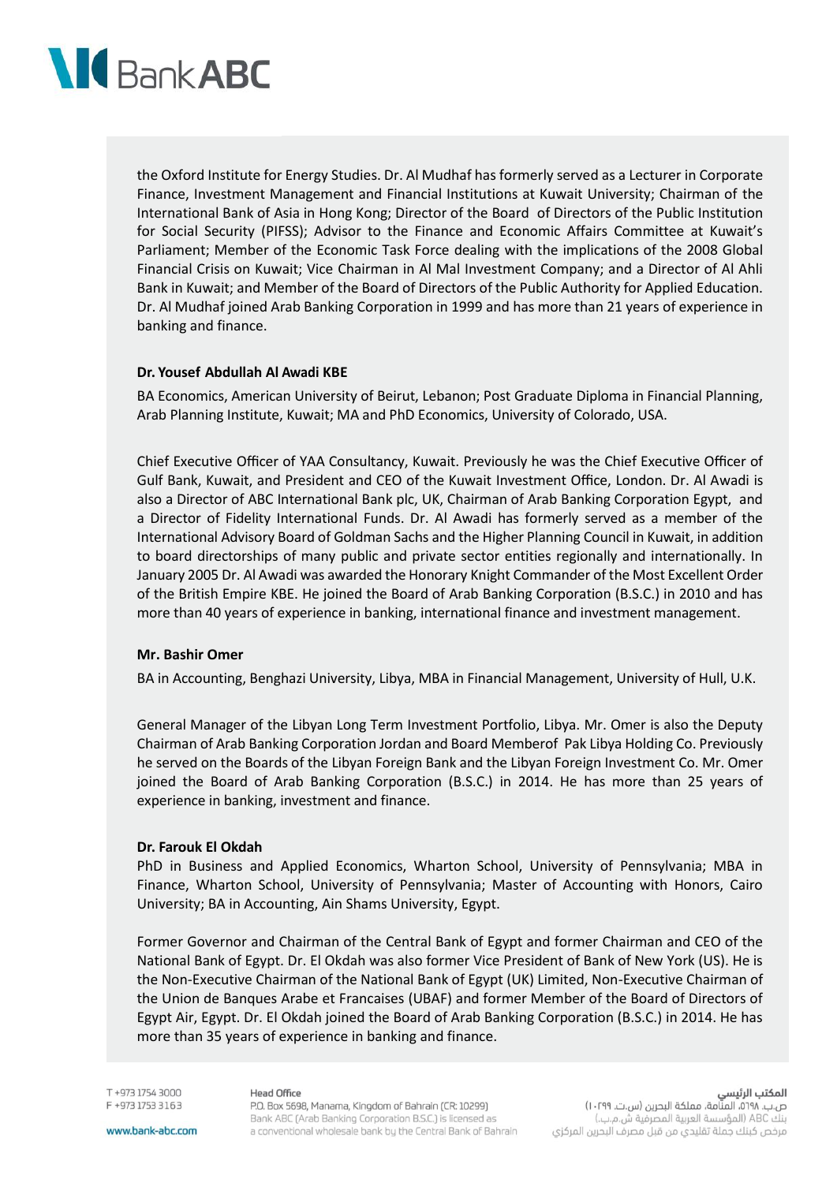the Oxford Institute for Energy Studies. Dr. Al Mudhaf has formerly served as a Lecturer in Corporate Finance, Investment Management and Financial Institutions at Kuwait University; Chairman of the International Bank of Asia in Hong Kong; Director of the Board of Directors of the Public Institution for Social Security (PIFSS); Advisor to the Finance and Economic Affairs Committee at Kuwait's Parliament; Member of the Economic Task Force dealing with the implications of the 2008 Global Financial Crisis on Kuwait; Vice Chairman in Al Mal Investment Company; and a Director of Al Ahli Bank in Kuwait; and Member of the Board of Directors of the Public Authority for Applied Education. Dr. Al Mudhaf joined Arab Banking Corporation in 1999 and has more than 21 years of experience in banking and finance.

**Dr. Yousef Abdullah Al Awadi KBE**

BA Economics, American University of Beirut, Lebanon; Post Graduate Diploma in Financial Planning, Arab Planning Institute, Kuwait; MA and PhD Economics, University of Colorado, USA.

Chief Executive Officer of YAA Consultancy, Kuwait. Previously he was the Chief Executive Officer of Gulf Bank, Kuwait, and President and CEO of the Kuwait Investment Office, London. Dr. Al Awadi is also a Director of ABC International Bank plc, UK, Chairman of Arab Banking Corporation Egypt, and a Director of Fidelity International Funds. Dr. Al Awadi has formerly served as a member of the International Advisory Board of Goldman Sachs and the Higher Planning Council in Kuwait, in addition to board directorships of many public and private sector entities regionally and internationally. In January 2005 Dr. Al Awadi was awarded the Honorary Knight Commander of the Most Excellent Order of the British Empire KBE. He joined the Board of Arab Banking Corporation (B.S.C.) in 2010 and has more than 40 years of experience in banking, international finance and investment management.

**Mr. Bashir Omer**

BA in Accounting, Benghazi University, Libya, MBA in Financial Management, University of Hull, U.K.

General Manager of the Libyan Long Term Investment Portfolio, Libya. Mr. Omer is also the Deputy Chairman of Arab Banking Corporation Jordan and Board Memberof Pak Libya Holding Co. Previously he served on the Boards of the Libyan Foreign Bank and the Libyan Foreign Investment Co. Mr. Omer joined the Board of Arab Banking Corporation (B.S.C.) in 2014. He has more than 25 years of experience in banking, investment and finance.

**Dr. Farouk El Okdah**

PhD in Business and Applied Economics, Wharton School, University of Pennsylvania; MBA in Finance, Wharton School, University of Pennsylvania; Master of Accounting with Honors, Cairo University; BA in Accounting, Ain Shams University, Egypt.

Former Governor and Chairman of the Central Bank of Egypt and former Chairman and CEO of the National Bank of Egypt. Dr. El Okdah was also former Vice President of Bank of New York (US). He is the Non-Executive Chairman of the National Bank of Egypt (UK) Limited, Non-Executive Chairman of the Union de Banques Arabe et Francaises (UBAF) and former Member of the Board of Directors of Egypt Air, Egypt. Dr. El Okdah joined the Board of Arab Banking Corporation (B.S.C.) in 2014. He has more than 35 years of experience in banking and finance.